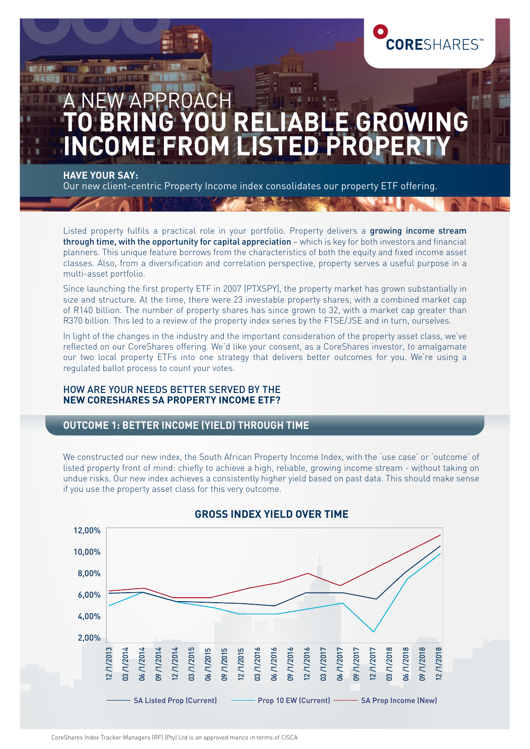CORESHARES™

# A NEW APPROACH TO BRING YOU RELIABLE GROWING INCOME FROM LISTED PROPERTY

**HAVE YOUR SAY:**
Our new client-centric Property Income index consolidates our property ETF offering.

Listed property fulfils a practical role in your portfolio. Property delivers a **growing income stream through time, with the opportunity for capital appreciation** – which is key for both investors and financial planners. This unique feature borrows from the characteristics of both the equity and fixed income asset classes. Also, from a diversification and correlation perspective, property serves a useful purpose in a multi-asset portfolio.

Since launching the first property ETF in 2007 (PTXSPY), the property market has grown substantially in size and structure. At the time, there were 23 investable property shares, with a combined market cap of R140 billion. The number of property shares has since grown to 32, with a market cap greater than R370 billion. This led to a review of the property index series by the FTSE/JSE and in turn, ourselves.

In light of the changes in the industry and the important consideration of the property asset class, we've reflected on our CoreShares offering. We'd like your consent, as a CoreShares investor, to amalgamate our two local property ETFs into one strategy that delivers better outcomes for you. We're using a regulated ballot process to count your votes.

## HOW ARE YOUR NEEDS BETTER SERVED BY THE NEW CORESHARES SA PROPERTY INCOME ETF?

## OUTCOME 1: BETTER INCOME (YIELD) THROUGH TIME

We constructed our new index, the South African Property Income Index, with the 'use case' or 'outcome' of listed property front of mind: chiefly to achieve a high, reliable, growing income stream - without taking on undue risks. Our new index achieves a consistently higher yield based on past data. This should make sense if you use the property asset class for this very outcome.

**GROSS INDEX YIELD OVER TIME**

(Chart: y-axis 2,00% to 12,00%; x-axis 12/1/2013 to 12/1/2018 quarterly; series: SA Listed Prop (Current), Prop 10 EW (Current), SA Prop Income (New))

CoreShares Index Tracker Managers (RF) (Pty) Ltd is an approved manco in terms of CISCA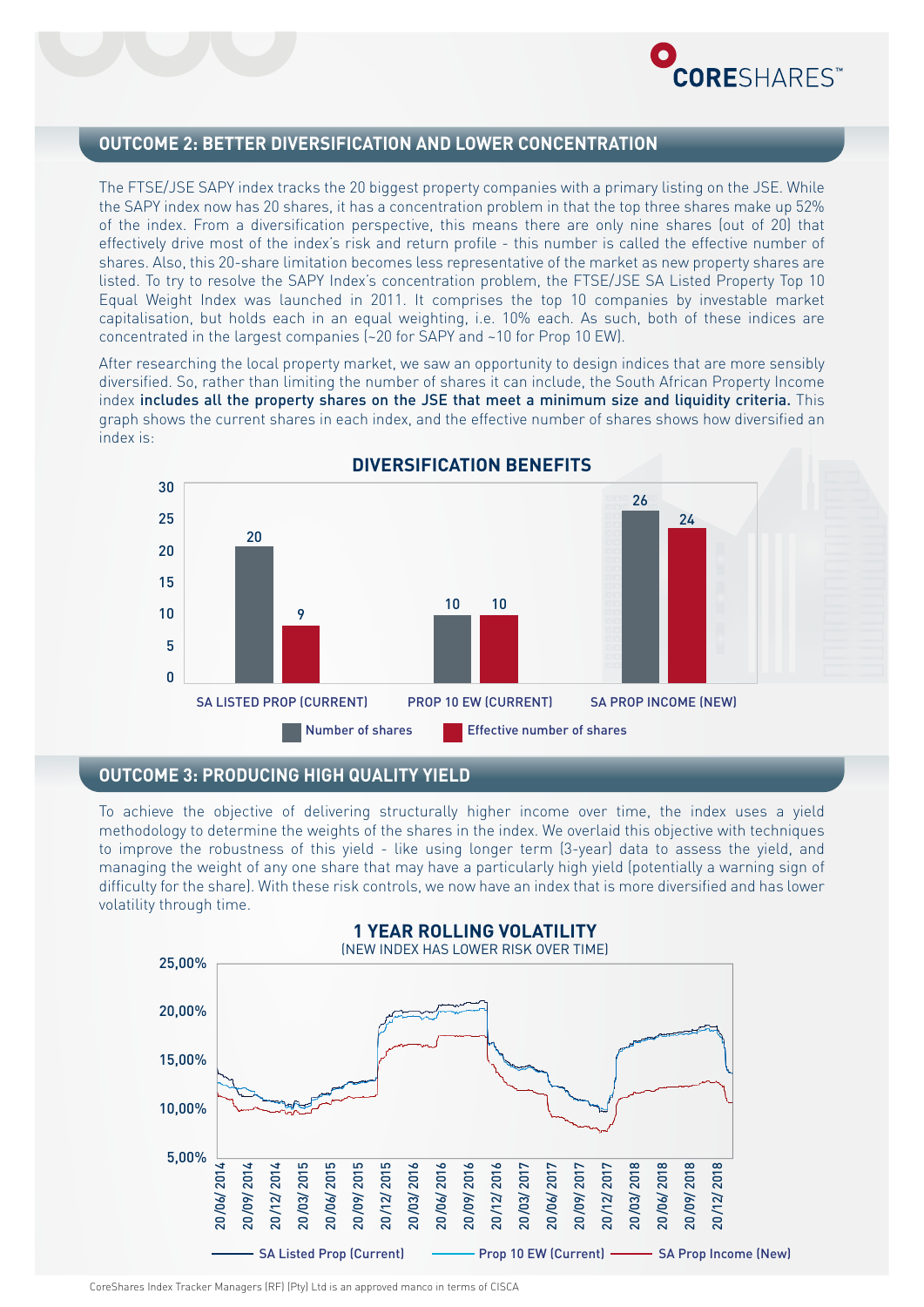## OUTCOME 2: BETTER DIVERSIFICATION AND LOWER CONCENTRATION

The FTSE/JSE SAPY index tracks the 20 biggest property companies with a primary listing on the JSE. While the SAPY index now has 20 shares, it has a concentration problem in that the top three shares make up 52% of the index. From a diversification perspective, this means there are only nine shares (out of 20) that effectively drive most of the index's risk and return profile - this number is called the effective number of shares. Also, this 20-share limitation becomes less representative of the market as new property shares are listed. To try to resolve the SAPY Index's concentration problem, the FTSE/JSE SA Listed Property Top 10 Equal Weight Index was launched in 2011. It comprises the top 10 companies by investable market capitalisation, but holds each in an equal weighting, i.e. 10% each. As such, both of these indices are concentrated in the largest companies (~20 for SAPY and ~10 for Prop 10 EW).

After researching the local property market, we saw an opportunity to design indices that are more sensibly diversified. So, rather than limiting the number of shares it can include, the South African Property Income index **includes all the property shares on the JSE that meet a minimum size and liquidity criteria.** This graph shows the current shares in each index, and the effective number of shares shows how diversified an index is:

**DIVERSIFICATION BENEFITS**

| | Number of shares | Effective number of shares |
|---|---|---|
| SA LISTED PROP (CURRENT) | 20 | 9 |
| PROP 10 EW (CURRENT) | 10 | 10 |
| SA PROP INCOME (NEW) | 26 | 24 |

## OUTCOME 3: PRODUCING HIGH QUALITY YIELD

To achieve the objective of delivering structurally higher income over time, the index uses a yield methodology to determine the weights of the shares in the index. We overlaid this objective with techniques to improve the robustness of this yield - like using longer term (3-year) data to assess the yield, and managing the weight of any one share that may have a particularly high yield (potentially a warning sign of difficulty for the share). With these risk controls, we now have an index that is more diversified and has lower volatility through time.

**1 YEAR ROLLING VOLATILITY**
(NEW INDEX HAS LOWER RISK OVER TIME)

Legend: SA Listed Prop (Current), Prop 10 EW (Current), SA Prop Income (New)

CoreShares Index Tracker Managers (RF) (Pty) Ltd is an approved manco in terms of CISCA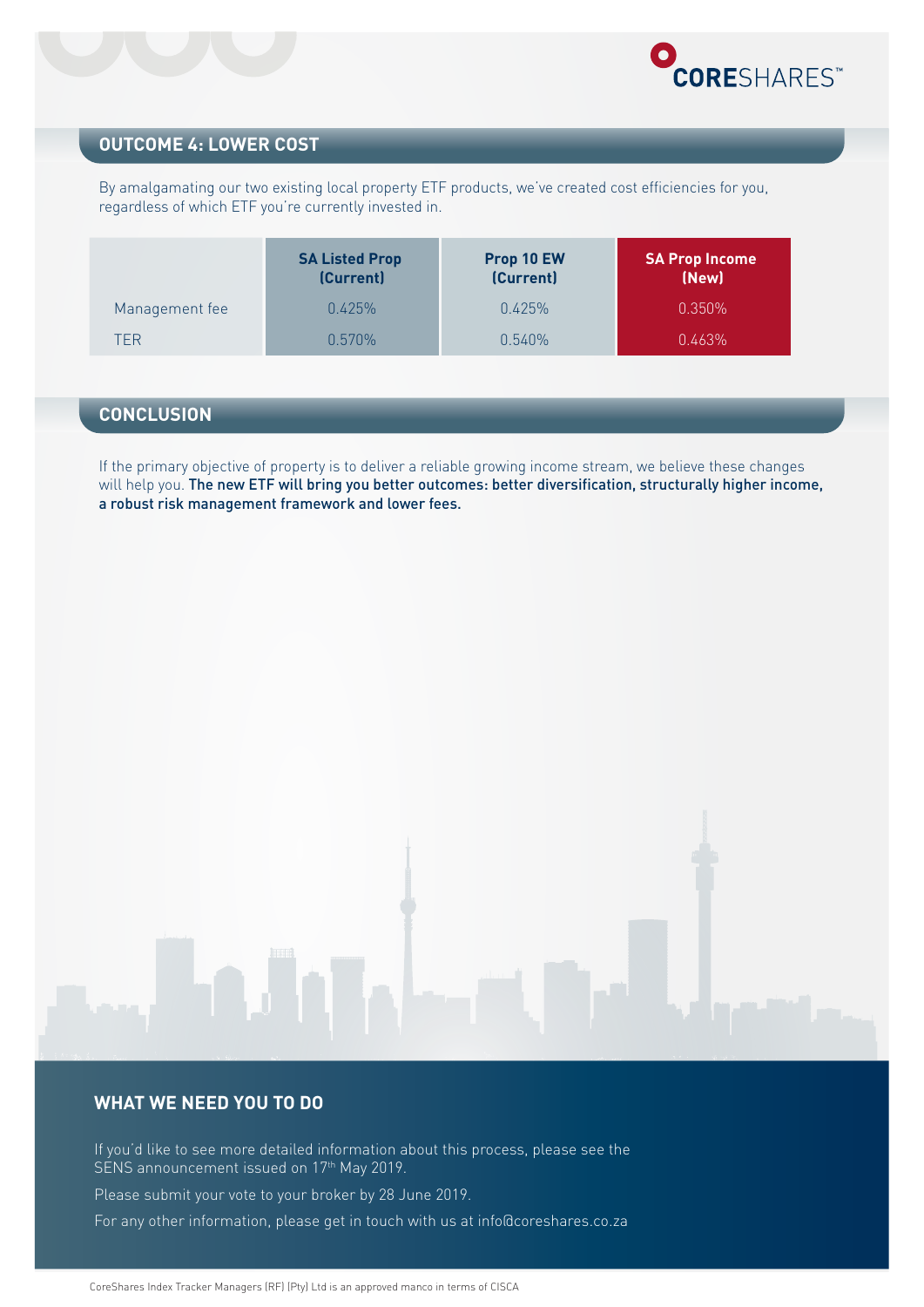## OUTCOME 4: LOWER COST

By amalgamating our two existing local property ETF products, we've created cost efficiencies for you, regardless of which ETF you're currently invested in.

| | SA Listed Prop (Current) | Prop 10 EW (Current) | SA Prop Income (New) |
|---|---|---|---|
| Management fee | 0.425% | 0.425% | 0.350% |
| TER | 0.570% | 0.540% | 0.463% |

## CONCLUSION

If the primary objective of property is to deliver a reliable growing income stream, we believe these changes will help you. **The new ETF will bring you better outcomes: better diversification, structurally higher income, a robust risk management framework and lower fees.**

## WHAT WE NEED YOU TO DO

If you'd like to see more detailed information about this process, please see the SENS announcement issued on 17th May 2019.

Please submit your vote to your broker by 28 June 2019.

For any other information, please get in touch with us at info@coreshares.co.za

CoreShares Index Tracker Managers (RF) (Pty) Ltd is an approved manco in terms of CISCA